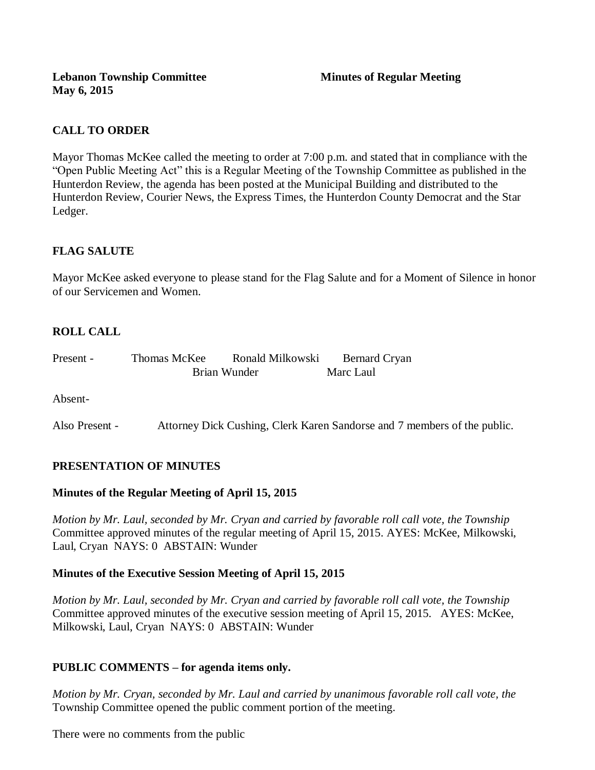**Lebanon Township Committee** **Minutes of Regular Meeting**
**May 6, 2015**

## CALL TO ORDER

Mayor Thomas McKee called the meeting to order at 7:00 p.m. and stated that in compliance with the "Open Public Meeting Act" this is a Regular Meeting of the Township Committee as published in the Hunterdon Review, the agenda has been posted at the Municipal Building and distributed to the Hunterdon Review, Courier News, the Express Times, the Hunterdon County Democrat and the Star Ledger.

## FLAG SALUTE

Mayor McKee asked everyone to please stand for the Flag Salute and for a Moment of Silence in honor of our Servicemen and Women.

## ROLL CALL

Present - Thomas McKee Ronald Milkowski Bernard Cryan
Brian Wunder Marc Laul

Absent-

Also Present - Attorney Dick Cushing, Clerk Karen Sandorse and 7 members of the public.

## PRESENTATION OF MINUTES

### Minutes of the Regular Meeting of April 15, 2015

*Motion by Mr. Laul, seconded by Mr. Cryan and carried by favorable roll call vote, the Township* Committee approved minutes of the regular meeting of April 15, 2015. AYES: McKee, Milkowski, Laul, Cryan NAYS: 0 ABSTAIN: Wunder

### Minutes of the Executive Session Meeting of April 15, 2015

*Motion by Mr. Laul, seconded by Mr. Cryan and carried by favorable roll call vote, the Township* Committee approved minutes of the executive session meeting of April 15, 2015. AYES: McKee, Milkowski, Laul, Cryan NAYS: 0 ABSTAIN: Wunder

## PUBLIC COMMENTS – for agenda items only.

*Motion by Mr. Cryan, seconded by Mr. Laul and carried by unanimous favorable roll call vote, the* Township Committee opened the public comment portion of the meeting.

There were no comments from the public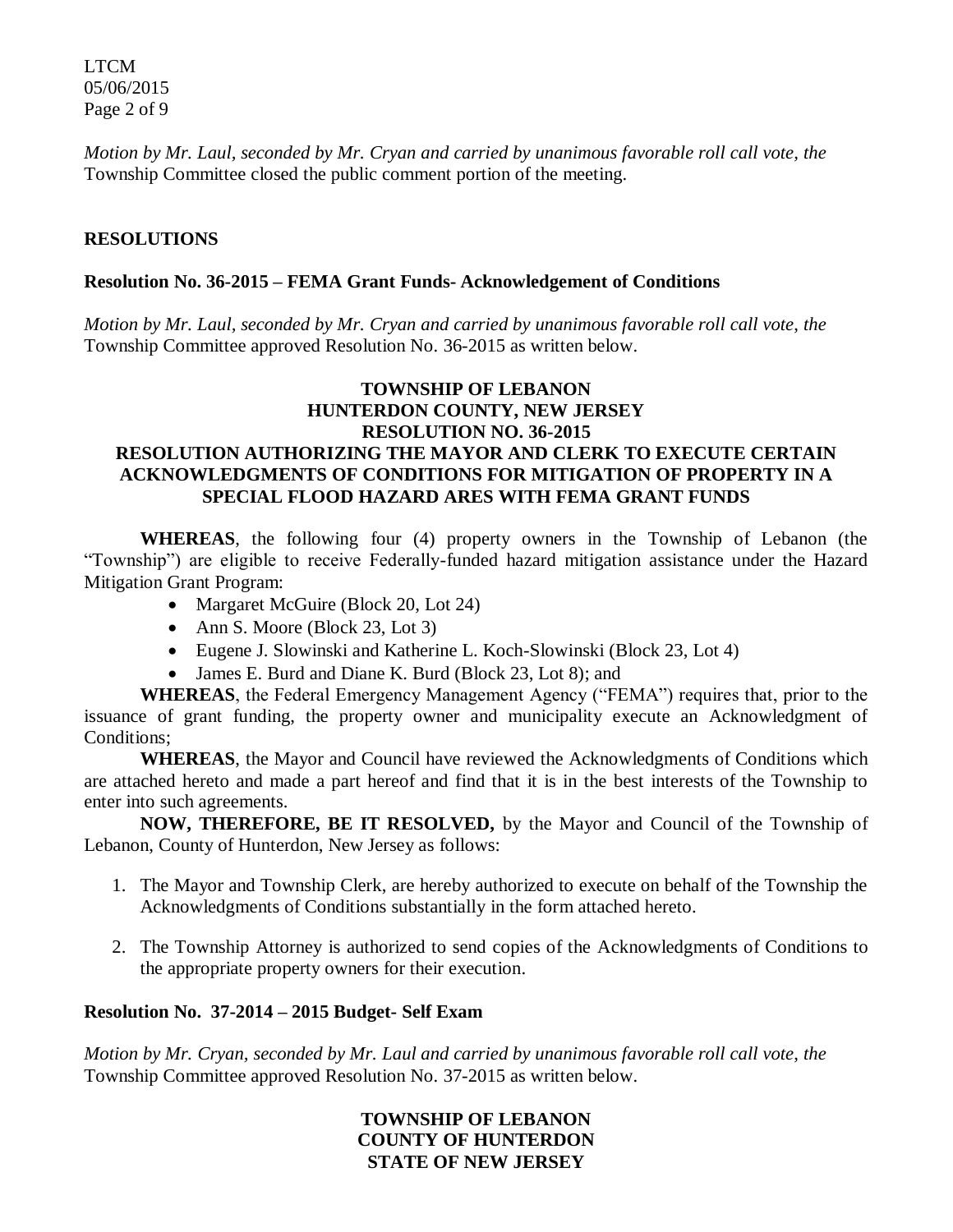*Motion by Mr. Laul, seconded by Mr. Cryan and carried by unanimous favorable roll call vote, the* Township Committee closed the public comment portion of the meeting.

**RESOLUTIONS**

**Resolution No. 36-2015 – FEMA Grant Funds- Acknowledgement of Conditions**

*Motion by Mr. Laul, seconded by Mr. Cryan and carried by unanimous favorable roll call vote, the* Township Committee approved Resolution No. 36-2015 as written below.

**TOWNSHIP OF LEBANON**
**HUNTERDON COUNTY, NEW JERSEY**
**RESOLUTION NO. 36-2015**
**RESOLUTION AUTHORIZING THE MAYOR AND CLERK TO EXECUTE CERTAIN ACKNOWLEDGMENTS OF CONDITIONS FOR MITIGATION OF PROPERTY IN A SPECIAL FLOOD HAZARD ARES WITH FEMA GRANT FUNDS**

**WHEREAS**, the following four (4) property owners in the Township of Lebanon (the "Township") are eligible to receive Federally-funded hazard mitigation assistance under the Hazard Mitigation Grant Program:

- Margaret McGuire (Block 20, Lot 24)
- Ann S. Moore (Block 23, Lot 3)
- Eugene J. Slowinski and Katherine L. Koch-Slowinski (Block 23, Lot 4)
- James E. Burd and Diane K. Burd (Block 23, Lot 8); and

**WHEREAS**, the Federal Emergency Management Agency ("FEMA") requires that, prior to the issuance of grant funding, the property owner and municipality execute an Acknowledgment of Conditions;

**WHEREAS**, the Mayor and Council have reviewed the Acknowledgments of Conditions which are attached hereto and made a part hereof and find that it is in the best interests of the Township to enter into such agreements.

**NOW, THEREFORE, BE IT RESOLVED,** by the Mayor and Council of the Township of Lebanon, County of Hunterdon, New Jersey as follows:

1. The Mayor and Township Clerk, are hereby authorized to execute on behalf of the Township the Acknowledgments of Conditions substantially in the form attached hereto.
2. The Township Attorney is authorized to send copies of the Acknowledgments of Conditions to the appropriate property owners for their execution.

**Resolution No. 37-2014 – 2015 Budget- Self Exam**

*Motion by Mr. Cryan, seconded by Mr. Laul and carried by unanimous favorable roll call vote, the* Township Committee approved Resolution No. 37-2015 as written below.

**TOWNSHIP OF LEBANON**
**COUNTY OF HUNTERDON**
**STATE OF NEW JERSEY**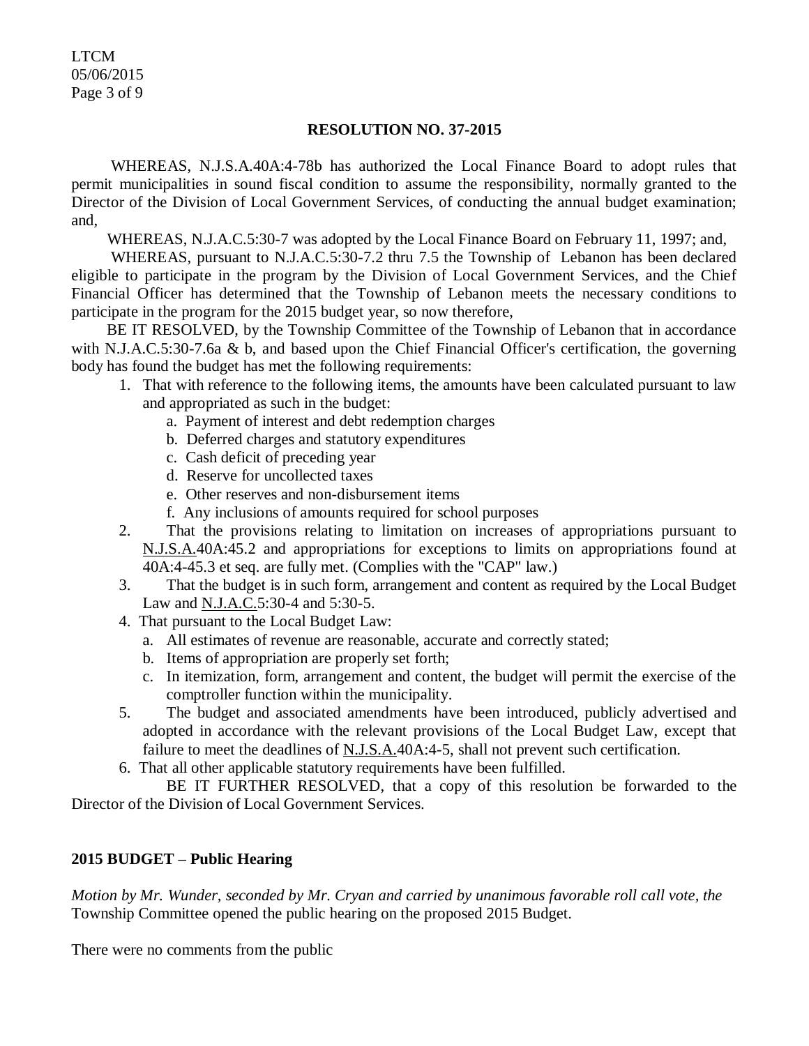**RESOLUTION NO. 37-2015**

WHEREAS, N.J.S.A.40A:4-78b has authorized the Local Finance Board to adopt rules that permit municipalities in sound fiscal condition to assume the responsibility, normally granted to the Director of the Division of Local Government Services, of conducting the annual budget examination; and,

WHEREAS, N.J.A.C.5:30-7 was adopted by the Local Finance Board on February 11, 1997; and,

WHEREAS, pursuant to N.J.A.C.5:30-7.2 thru 7.5 the Township of Lebanon has been declared eligible to participate in the program by the Division of Local Government Services, and the Chief Financial Officer has determined that the Township of Lebanon meets the necessary conditions to participate in the program for the 2015 budget year, so now therefore,

BE IT RESOLVED, by the Township Committee of the Township of Lebanon that in accordance with N.J.A.C.5:30-7.6a & b, and based upon the Chief Financial Officer's certification, the governing body has found the budget has met the following requirements:

1. That with reference to the following items, the amounts have been calculated pursuant to law and appropriated as such in the budget:
   a. Payment of interest and debt redemption charges
   b. Deferred charges and statutory expenditures
   c. Cash deficit of preceding year
   d. Reserve for uncollected taxes
   e. Other reserves and non-disbursement items
   f. Any inclusions of amounts required for school purposes
2. That the provisions relating to limitation on increases of appropriations pursuant to N.J.S.A.40A:45.2 and appropriations for exceptions to limits on appropriations found at 40A:4-45.3 et seq. are fully met. (Complies with the "CAP" law.)
3. That the budget is in such form, arrangement and content as required by the Local Budget Law and N.J.A.C.5:30-4 and 5:30-5.
4. That pursuant to the Local Budget Law:
   a. All estimates of revenue are reasonable, accurate and correctly stated;
   b. Items of appropriation are properly set forth;
   c. In itemization, form, arrangement and content, the budget will permit the exercise of the comptroller function within the municipality.
5. The budget and associated amendments have been introduced, publicly advertised and adopted in accordance with the relevant provisions of the Local Budget Law, except that failure to meet the deadlines of N.J.S.A.40A:4-5, shall not prevent such certification.
6. That all other applicable statutory requirements have been fulfilled.

BE IT FURTHER RESOLVED, that a copy of this resolution be forwarded to the Director of the Division of Local Government Services.

**2015 BUDGET – Public Hearing**

*Motion by Mr. Wunder, seconded by Mr. Cryan and carried by unanimous favorable roll call vote, the* Township Committee opened the public hearing on the proposed 2015 Budget.

There were no comments from the public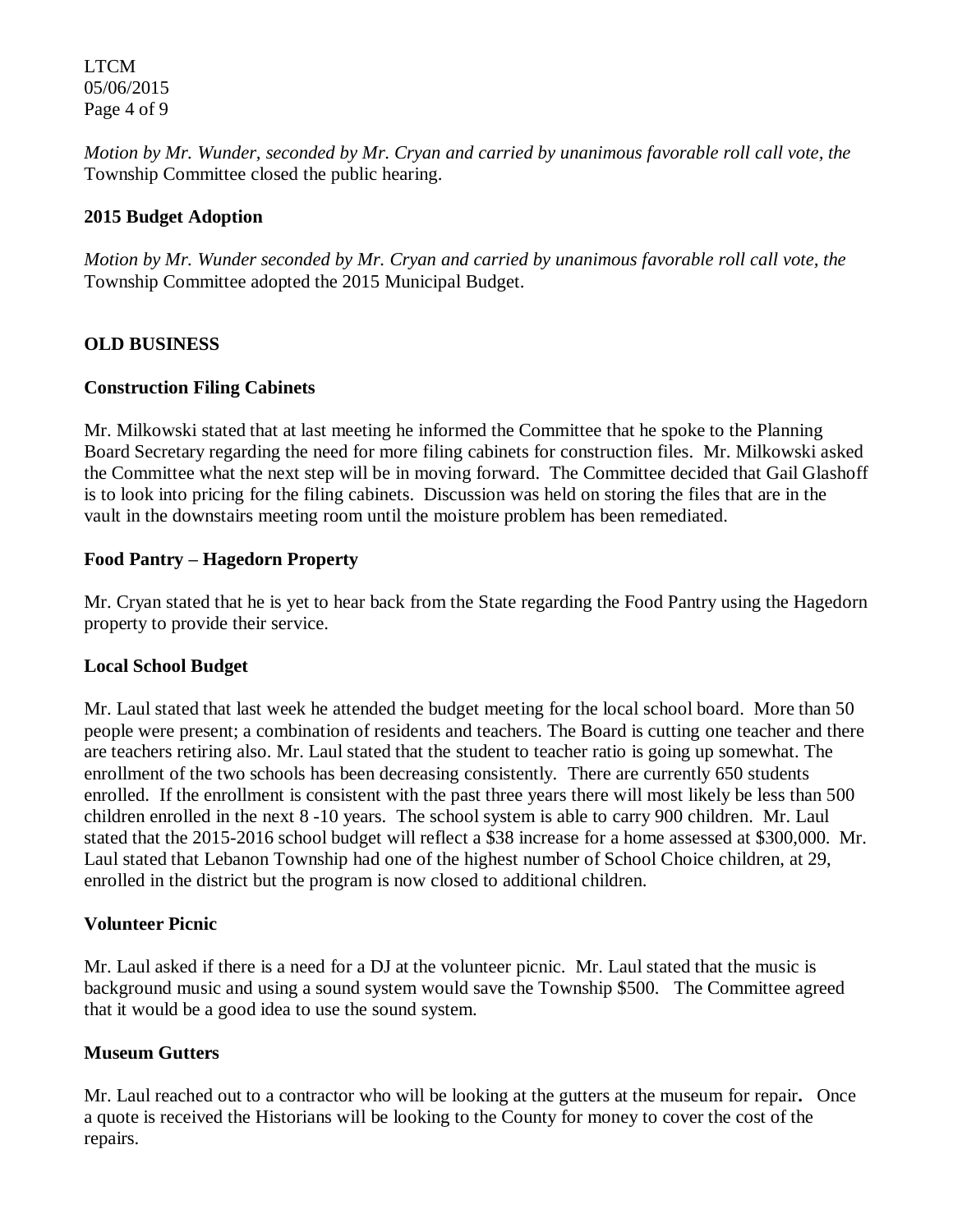*Motion by Mr. Wunder, seconded by Mr. Cryan and carried by unanimous favorable roll call vote, the* Township Committee closed the public hearing.

**2015 Budget Adoption**

*Motion by Mr. Wunder seconded by Mr. Cryan and carried by unanimous favorable roll call vote, the* Township Committee adopted the 2015 Municipal Budget.

## OLD BUSINESS

**Construction Filing Cabinets**

Mr. Milkowski stated that at last meeting he informed the Committee that he spoke to the Planning Board Secretary regarding the need for more filing cabinets for construction files. Mr. Milkowski asked the Committee what the next step will be in moving forward. The Committee decided that Gail Glashoff is to look into pricing for the filing cabinets. Discussion was held on storing the files that are in the vault in the downstairs meeting room until the moisture problem has been remediated.

**Food Pantry – Hagedorn Property**

Mr. Cryan stated that he is yet to hear back from the State regarding the Food Pantry using the Hagedorn property to provide their service.

**Local School Budget**

Mr. Laul stated that last week he attended the budget meeting for the local school board. More than 50 people were present; a combination of residents and teachers. The Board is cutting one teacher and there are teachers retiring also. Mr. Laul stated that the student to teacher ratio is going up somewhat. The enrollment of the two schools has been decreasing consistently. There are currently 650 students enrolled. If the enrollment is consistent with the past three years there will most likely be less than 500 children enrolled in the next 8 -10 years. The school system is able to carry 900 children. Mr. Laul stated that the 2015-2016 school budget will reflect a $38 increase for a home assessed at $300,000. Mr. Laul stated that Lebanon Township had one of the highest number of School Choice children, at 29, enrolled in the district but the program is now closed to additional children.

**Volunteer Picnic**

Mr. Laul asked if there is a need for a DJ at the volunteer picnic. Mr. Laul stated that the music is background music and using a sound system would save the Township $500. The Committee agreed that it would be a good idea to use the sound system.

**Museum Gutters**

Mr. Laul reached out to a contractor who will be looking at the gutters at the museum for repair**.** Once a quote is received the Historians will be looking to the County for money to cover the cost of the repairs.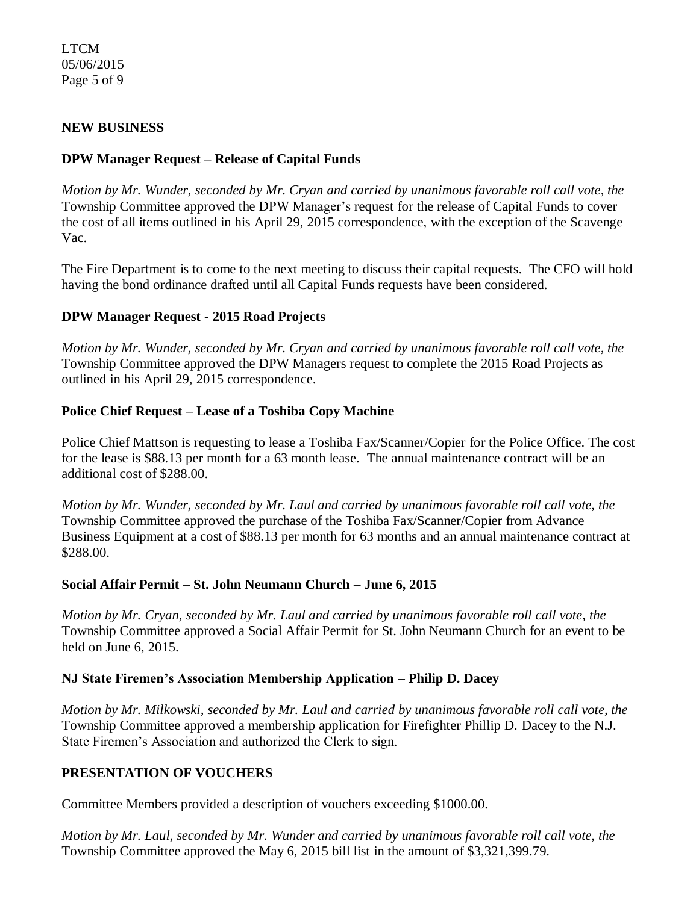## NEW BUSINESS

### DPW Manager Request – Release of Capital Funds

*Motion by Mr. Wunder, seconded by Mr. Cryan and carried by unanimous favorable roll call vote, the* Township Committee approved the DPW Manager's request for the release of Capital Funds to cover the cost of all items outlined in his April 29, 2015 correspondence, with the exception of the Scavenge Vac.

The Fire Department is to come to the next meeting to discuss their capital requests. The CFO will hold having the bond ordinance drafted until all Capital Funds requests have been considered.

### DPW Manager Request - 2015 Road Projects

*Motion by Mr. Wunder, seconded by Mr. Cryan and carried by unanimous favorable roll call vote, the* Township Committee approved the DPW Managers request to complete the 2015 Road Projects as outlined in his April 29, 2015 correspondence.

### Police Chief Request – Lease of a Toshiba Copy Machine

Police Chief Mattson is requesting to lease a Toshiba Fax/Scanner/Copier for the Police Office. The cost for the lease is $88.13 per month for a 63 month lease. The annual maintenance contract will be an additional cost of $288.00.

*Motion by Mr. Wunder, seconded by Mr. Laul and carried by unanimous favorable roll call vote, the* Township Committee approved the purchase of the Toshiba Fax/Scanner/Copier from Advance Business Equipment at a cost of $88.13 per month for 63 months and an annual maintenance contract at $288.00.

### Social Affair Permit – St. John Neumann Church – June 6, 2015

*Motion by Mr. Cryan, seconded by Mr. Laul and carried by unanimous favorable roll call vote, the* Township Committee approved a Social Affair Permit for St. John Neumann Church for an event to be held on June 6, 2015.

### NJ State Firemen's Association Membership Application – Philip D. Dacey

*Motion by Mr. Milkowski, seconded by Mr. Laul and carried by unanimous favorable roll call vote, the* Township Committee approved a membership application for Firefighter Phillip D. Dacey to the N.J. State Firemen's Association and authorized the Clerk to sign.

## PRESENTATION OF VOUCHERS

Committee Members provided a description of vouchers exceeding $1000.00.

*Motion by Mr. Laul, seconded by Mr. Wunder and carried by unanimous favorable roll call vote, the* Township Committee approved the May 6, 2015 bill list in the amount of $3,321,399.79.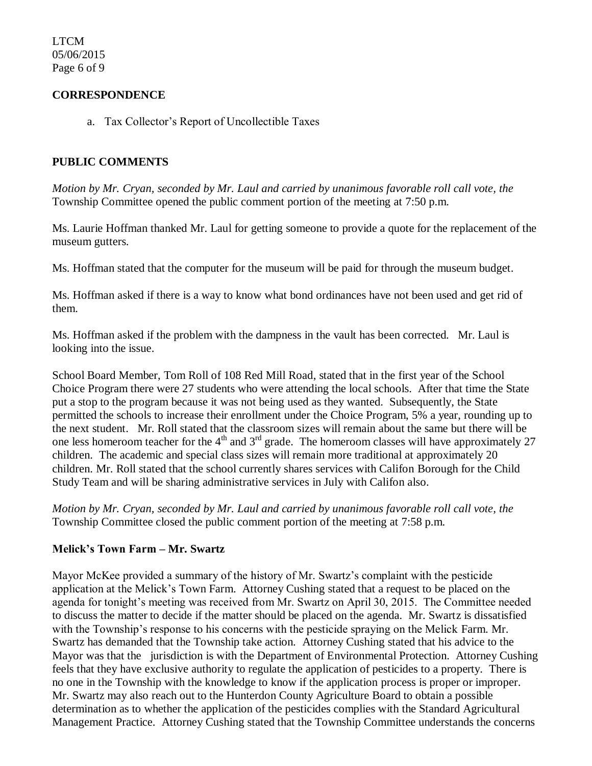## CORRESPONDENCE

a. Tax Collector's Report of Uncollectible Taxes

## PUBLIC COMMENTS

*Motion by Mr. Cryan, seconded by Mr. Laul and carried by unanimous favorable roll call vote, the* Township Committee opened the public comment portion of the meeting at 7:50 p.m.

Ms. Laurie Hoffman thanked Mr. Laul for getting someone to provide a quote for the replacement of the museum gutters.

Ms. Hoffman stated that the computer for the museum will be paid for through the museum budget.

Ms. Hoffman asked if there is a way to know what bond ordinances have not been used and get rid of them.

Ms. Hoffman asked if the problem with the dampness in the vault has been corrected. Mr. Laul is looking into the issue.

School Board Member, Tom Roll of 108 Red Mill Road, stated that in the first year of the School Choice Program there were 27 students who were attending the local schools. After that time the State put a stop to the program because it was not being used as they wanted. Subsequently, the State permitted the schools to increase their enrollment under the Choice Program, 5% a year, rounding up to the next student. Mr. Roll stated that the classroom sizes will remain about the same but there will be one less homeroom teacher for the 4th and 3rd grade. The homeroom classes will have approximately 27 children. The academic and special class sizes will remain more traditional at approximately 20 children. Mr. Roll stated that the school currently shares services with Califon Borough for the Child Study Team and will be sharing administrative services in July with Califon also.

*Motion by Mr. Cryan, seconded by Mr. Laul and carried by unanimous favorable roll call vote, the* Township Committee closed the public comment portion of the meeting at 7:58 p.m.

## Melick's Town Farm – Mr. Swartz

Mayor McKee provided a summary of the history of Mr. Swartz's complaint with the pesticide application at the Melick's Town Farm. Attorney Cushing stated that a request to be placed on the agenda for tonight's meeting was received from Mr. Swartz on April 30, 2015. The Committee needed to discuss the matter to decide if the matter should be placed on the agenda. Mr. Swartz is dissatisfied with the Township's response to his concerns with the pesticide spraying on the Melick Farm. Mr. Swartz has demanded that the Township take action. Attorney Cushing stated that his advice to the Mayor was that the jurisdiction is with the Department of Environmental Protection. Attorney Cushing feels that they have exclusive authority to regulate the application of pesticides to a property. There is no one in the Township with the knowledge to know if the application process is proper or improper. Mr. Swartz may also reach out to the Hunterdon County Agriculture Board to obtain a possible determination as to whether the application of the pesticides complies with the Standard Agricultural Management Practice. Attorney Cushing stated that the Township Committee understands the concerns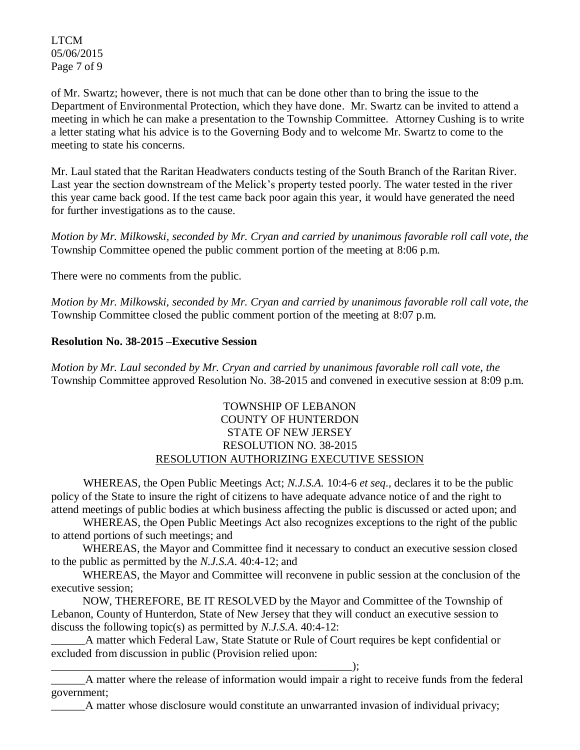of Mr. Swartz; however, there is not much that can be done other than to bring the issue to the Department of Environmental Protection, which they have done. Mr. Swartz can be invited to attend a meeting in which he can make a presentation to the Township Committee. Attorney Cushing is to write a letter stating what his advice is to the Governing Body and to welcome Mr. Swartz to come to the meeting to state his concerns.

Mr. Laul stated that the Raritan Headwaters conducts testing of the South Branch of the Raritan River. Last year the section downstream of the Melick's property tested poorly. The water tested in the river this year came back good. If the test came back poor again this year, it would have generated the need for further investigations as to the cause.

*Motion by Mr. Milkowski, seconded by Mr. Cryan and carried by unanimous favorable roll call vote, the* Township Committee opened the public comment portion of the meeting at 8:06 p.m.

There were no comments from the public.

*Motion by Mr. Milkowski, seconded by Mr. Cryan and carried by unanimous favorable roll call vote, the* Township Committee closed the public comment portion of the meeting at 8:07 p.m.

**Resolution No. 38-2015 –Executive Session**

*Motion by Mr. Laul seconded by Mr. Cryan and carried by unanimous favorable roll call vote, the* Township Committee approved Resolution No. 38-2015 and convened in executive session at 8:09 p.m.

TOWNSHIP OF LEBANON
COUNTY OF HUNTERDON
STATE OF NEW JERSEY
RESOLUTION NO. 38-2015
RESOLUTION AUTHORIZING EXECUTIVE SESSION

WHEREAS, the Open Public Meetings Act; *N.J.S.A.* 10:4-6 *et seq.*, declares it to be the public policy of the State to insure the right of citizens to have adequate advance notice of and the right to attend meetings of public bodies at which business affecting the public is discussed or acted upon; and

WHEREAS, the Open Public Meetings Act also recognizes exceptions to the right of the public to attend portions of such meetings; and

WHEREAS, the Mayor and Committee find it necessary to conduct an executive session closed to the public as permitted by the *N.J.S.A*. 40:4-12; and

WHEREAS, the Mayor and Committee will reconvene in public session at the conclusion of the executive session;

NOW, THEREFORE, BE IT RESOLVED by the Mayor and Committee of the Township of Lebanon, County of Hunterdon, State of New Jersey that they will conduct an executive session to discuss the following topic(s) as permitted by *N.J.S.A*. 40:4-12:

______A matter which Federal Law, State Statute or Rule of Court requires be kept confidential or excluded from discussion in public (Provision relied upon: ________________________________________________________);

______A matter where the release of information would impair a right to receive funds from the federal government;

______A matter whose disclosure would constitute an unwarranted invasion of individual privacy;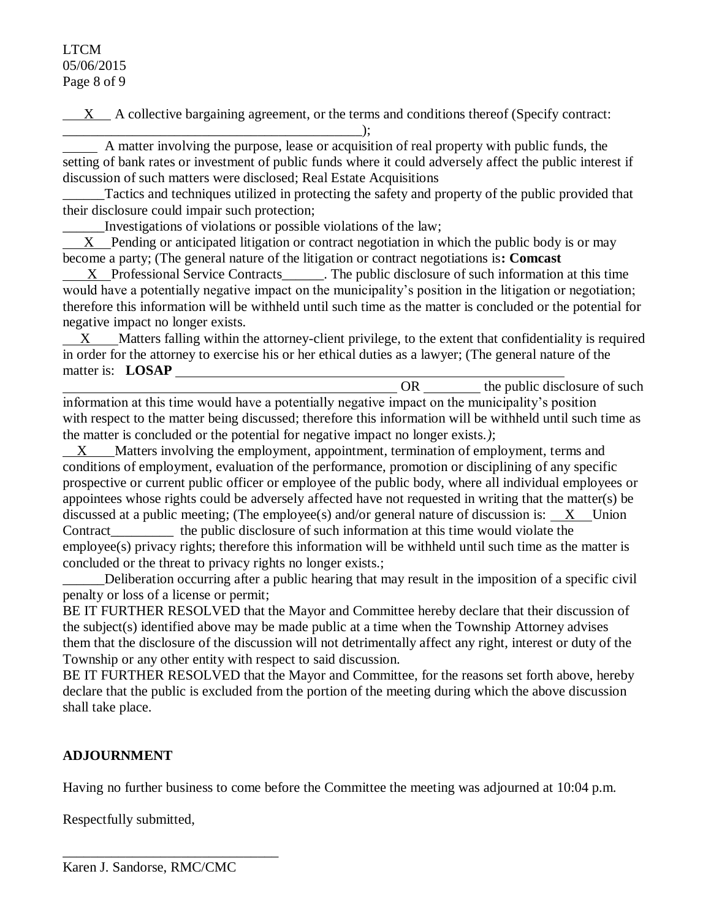\_\_\_X\_\_\_ A collective bargaining agreement, or the terms and conditions thereof (Specify contract: \_\_\_\_\_\_\_\_\_\_\_\_\_\_\_\_\_\_\_\_\_\_\_\_\_\_\_\_\_\_\_\_\_\_\_\_\_\_\_\_\_\_\_);

\_\_\_\_\_ A matter involving the purpose, lease or acquisition of real property with public funds, the setting of bank rates or investment of public funds where it could adversely affect the public interest if discussion of such matters were disclosed; Real Estate Acquisitions

\_\_\_\_\_\_Tactics and techniques utilized in protecting the safety and property of the public provided that their disclosure could impair such protection;

\_\_\_\_\_\_Investigations of violations or possible violations of the law;

\_\_\_X\_\_\_Pending or anticipated litigation or contract negotiation in which the public body is or may become a party; (The general nature of the litigation or contract negotiations is**: Comcast**

\_\_\_\_X\_\_Professional Service Contracts\_\_\_\_\_\_. The public disclosure of such information at this time would have a potentially negative impact on the municipality's position in the litigation or negotiation; therefore this information will be withheld until such time as the matter is concluded or the potential for negative impact no longer exists.

\_\_\_X\_\_\_\_Matters falling within the attorney-client privilege, to the extent that confidentiality is required in order for the attorney to exercise his or her ethical duties as a lawyer; (The general nature of the matter is: **LOSAP** \_\_\_\_\_\_\_\_\_\_\_\_\_\_\_\_\_\_\_\_\_\_\_\_\_\_\_\_\_\_\_\_\_\_\_\_\_\_\_\_\_\_\_\_\_\_\_\_\_\_\_\_\_\_\_\_\_\_\_\_ \_\_\_\_\_\_\_\_\_\_\_\_\_\_\_\_\_\_\_\_\_\_\_\_\_\_\_\_\_\_\_\_\_\_\_\_\_\_\_\_\_\_\_\_\_\_\_\_\_\_\_\_\_\_\_\_ OR \_\_\_\_\_\_\_\_ the public disclosure of such information at this time would have a potentially negative impact on the municipality's position with respect to the matter being discussed; therefore this information will be withheld until such time as the matter is concluded or the potential for negative impact no longer exists.*)*;

\_\_X\_\_\_\_Matters involving the employment, appointment, termination of employment, terms and conditions of employment, evaluation of the performance, promotion or disciplining of any specific prospective or current public officer or employee of the public body, where all individual employees or appointees whose rights could be adversely affected have not requested in writing that the matter(s) be discussed at a public meeting; (The employee(s) and/or general nature of discussion is: \_\_X\_\_\_Union Contract\_\_\_\_\_\_\_\_\_ the public disclosure of such information at this time would violate the employee(s) privacy rights; therefore this information will be withheld until such time as the matter is concluded or the threat to privacy rights no longer exists.;

\_\_\_\_\_\_Deliberation occurring after a public hearing that may result in the imposition of a specific civil penalty or loss of a license or permit;

BE IT FURTHER RESOLVED that the Mayor and Committee hereby declare that their discussion of the subject(s) identified above may be made public at a time when the Township Attorney advises them that the disclosure of the discussion will not detrimentally affect any right, interest or duty of the Township or any other entity with respect to said discussion.

BE IT FURTHER RESOLVED that the Mayor and Committee, for the reasons set forth above, hereby declare that the public is excluded from the portion of the meeting during which the above discussion shall take place.

**ADJOURNMENT**

Having no further business to come before the Committee the meeting was adjourned at 10:04 p.m.

Respectfully submitted,

\_\_\_\_\_\_\_\_\_\_\_\_\_\_\_\_\_\_\_\_\_\_\_\_\_\_\_\_\_\_\_

Karen J. Sandorse, RMC/CMC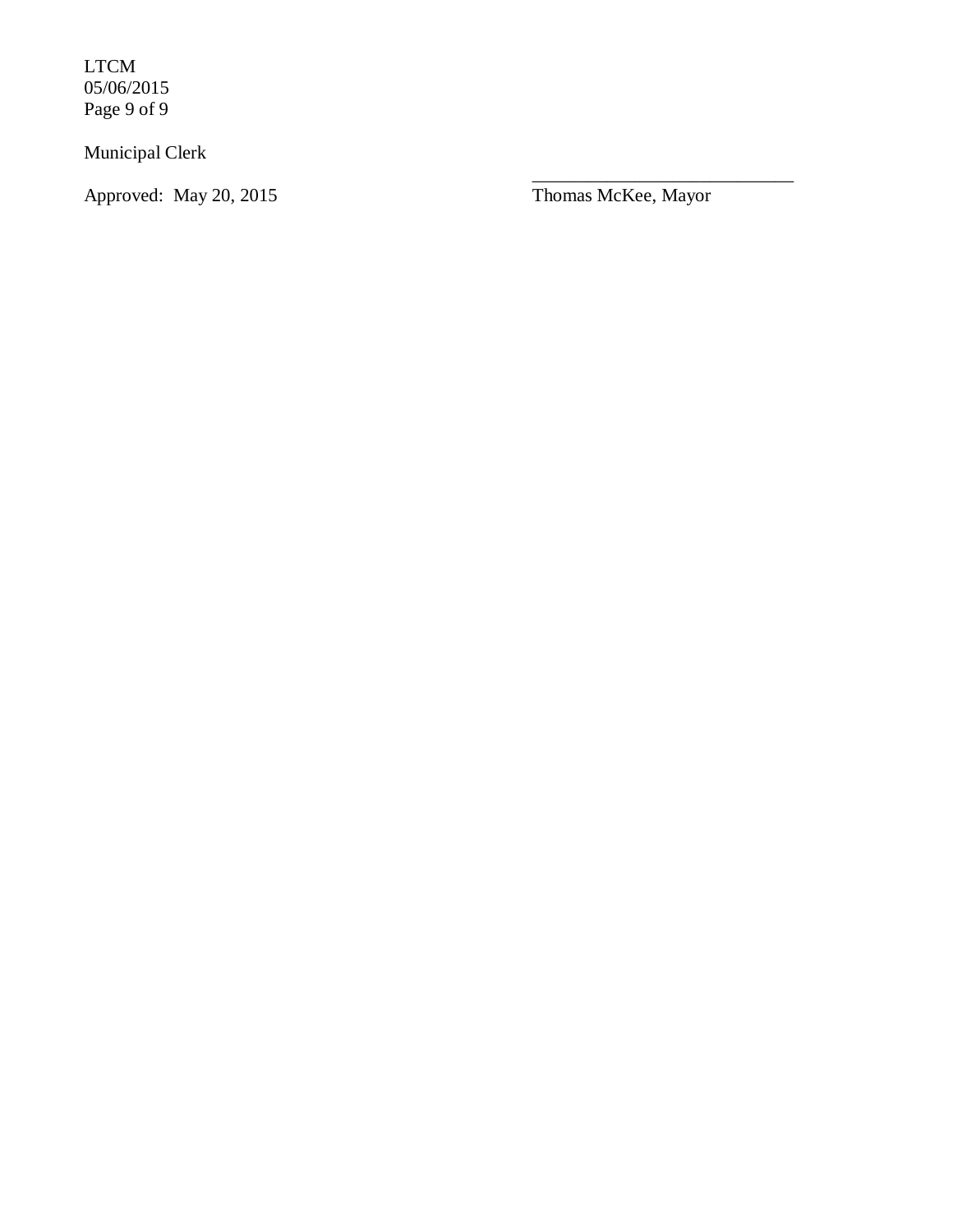Municipal Clerk

Approved: May 20, 2015

\_\_\_\_\_\_\_\_\_\_\_\_\_\_\_\_\_\_\_\_\_\_\_\_\_\_\_\_

Thomas McKee, Mayor